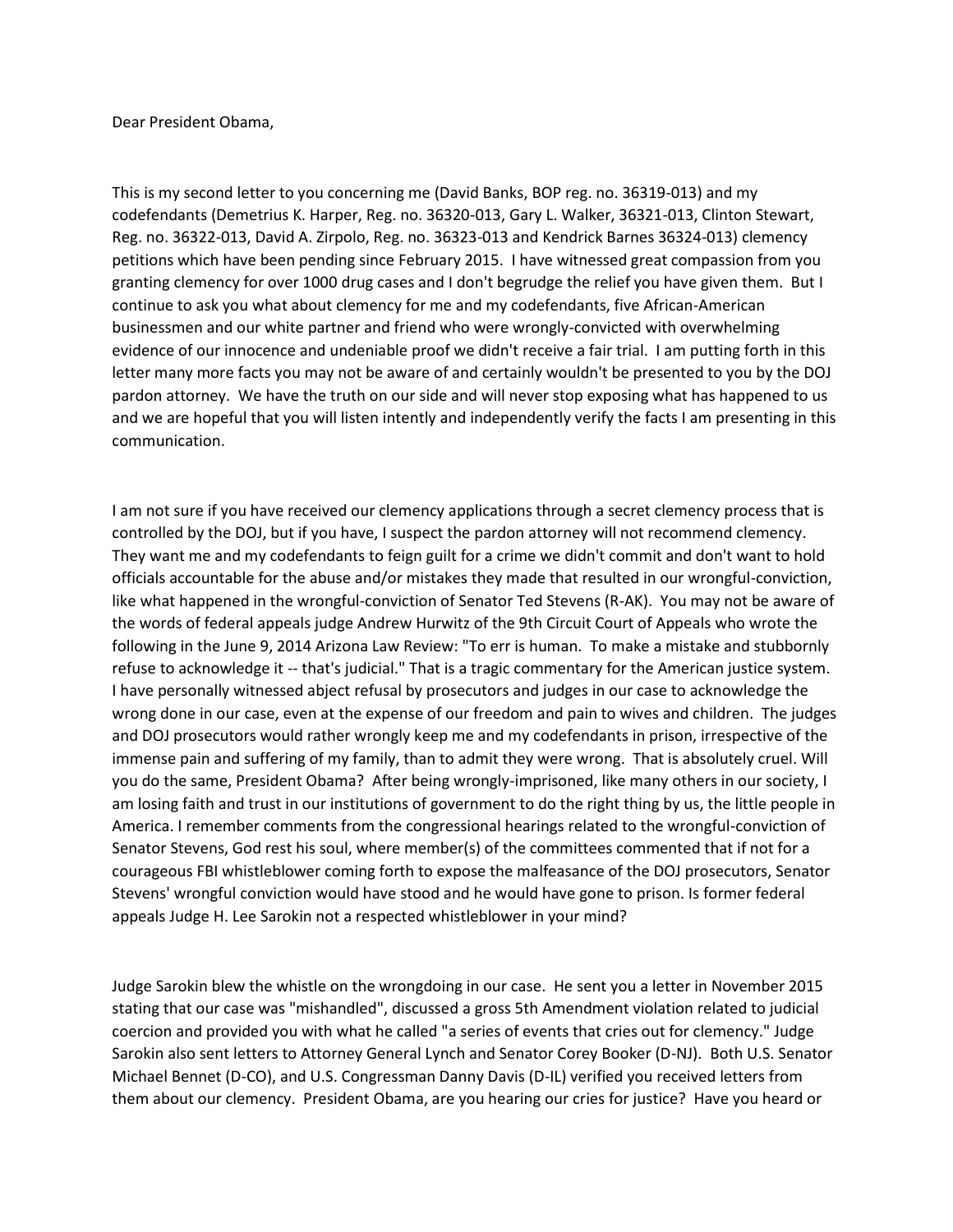Dear President Obama,

This is my second letter to you concerning me (David Banks, BOP reg. no. 36319-013) and my codefendants (Demetrius K. Harper, Reg. no. 36320-013, Gary L. Walker, 36321-013, Clinton Stewart, Reg. no. 36322-013, David A. Zirpolo, Reg. no. 36323-013 and Kendrick Barnes 36324-013) clemency petitions which have been pending since February 2015. I have witnessed great compassion from you granting clemency for over 1000 drug cases and I don't begrudge the relief you have given them. But I continue to ask you what about clemency for me and my codefendants, five African-American businessmen and our white partner and friend who were wrongly-convicted with overwhelming evidence of our innocence and undeniable proof we didn't receive a fair trial. I am putting forth in this letter many more facts you may not be aware of and certainly wouldn't be presented to you by the DOJ pardon attorney. We have the truth on our side and will never stop exposing what has happened to us and we are hopeful that you will listen intently and independently verify the facts I am presenting in this communication.

I am not sure if you have received our clemency applications through a secret clemency process that is controlled by the DOJ, but if you have, I suspect the pardon attorney will not recommend clemency. They want me and my codefendants to feign guilt for a crime we didn't commit and don't want to hold officials accountable for the abuse and/or mistakes they made that resulted in our wrongful-conviction, like what happened in the wrongful-conviction of Senator Ted Stevens (R-AK). You may not be aware of the words of federal appeals judge Andrew Hurwitz of the 9th Circuit Court of Appeals who wrote the following in the June 9, 2014 Arizona Law Review: "To err is human. To make a mistake and stubbornly refuse to acknowledge it -- that's judicial." That is a tragic commentary for the American justice system. I have personally witnessed abject refusal by prosecutors and judges in our case to acknowledge the wrong done in our case, even at the expense of our freedom and pain to wives and children. The judges and DOJ prosecutors would rather wrongly keep me and my codefendants in prison, irrespective of the immense pain and suffering of my family, than to admit they were wrong. That is absolutely cruel. Will you do the same, President Obama? After being wrongly-imprisoned, like many others in our society, I am losing faith and trust in our institutions of government to do the right thing by us, the little people in America. I remember comments from the congressional hearings related to the wrongful-conviction of Senator Stevens, God rest his soul, where member(s) of the committees commented that if not for a courageous FBI whistleblower coming forth to expose the malfeasance of the DOJ prosecutors, Senator Stevens' wrongful conviction would have stood and he would have gone to prison. Is former federal appeals Judge H. Lee Sarokin not a respected whistleblower in your mind?

Judge Sarokin blew the whistle on the wrongdoing in our case. He sent you a letter in November 2015 stating that our case was "mishandled", discussed a gross 5th Amendment violation related to judicial coercion and provided you with what he called "a series of events that cries out for clemency." Judge Sarokin also sent letters to Attorney General Lynch and Senator Corey Booker (D-NJ). Both U.S. Senator Michael Bennet (D-CO), and U.S. Congressman Danny Davis (D-IL) verified you received letters from them about our clemency. President Obama, are you hearing our cries for justice? Have you heard or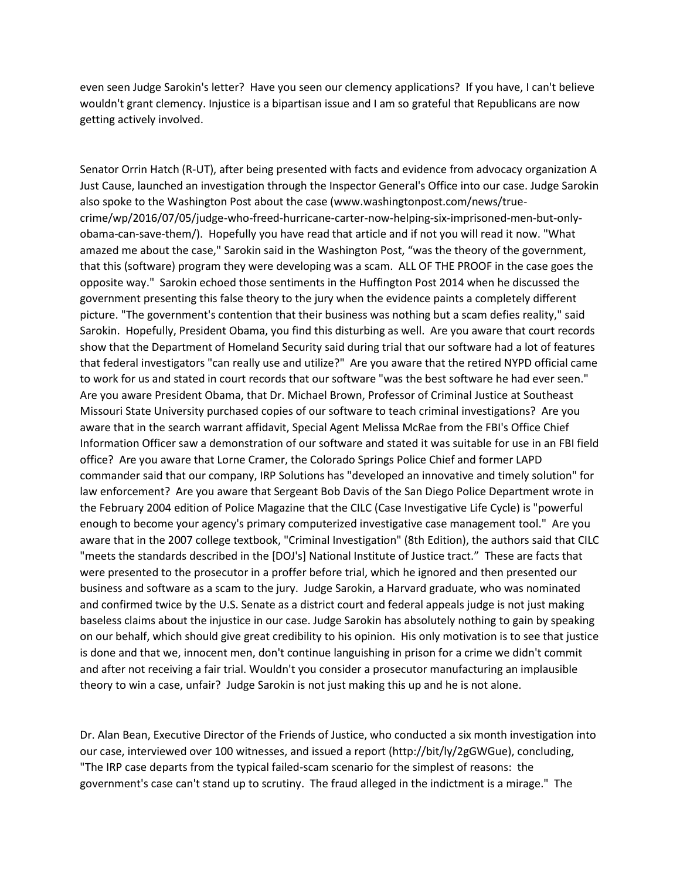even seen Judge Sarokin's letter? Have you seen our clemency applications? If you have, I can't believe wouldn't grant clemency. Injustice is a bipartisan issue and I am so grateful that Republicans are now getting actively involved.

Senator Orrin Hatch (R-UT), after being presented with facts and evidence from advocacy organization A Just Cause, launched an investigation through the Inspector General's Office into our case. Judge Sarokin also spoke to the Washington Post about the case (www.washingtonpost.com/news/true-crime/wp/2016/07/05/judge-who-freed-hurricane-carter-now-helping-six-imprisoned-men-but-only-obama-can-save-them/). Hopefully you have read that article and if not you will read it now. "What amazed me about the case," Sarokin said in the Washington Post, "was the theory of the government, that this (software) program they were developing was a scam. ALL OF THE PROOF in the case goes the opposite way." Sarokin echoed those sentiments in the Huffington Post 2014 when he discussed the government presenting this false theory to the jury when the evidence paints a completely different picture. "The government's contention that their business was nothing but a scam defies reality," said Sarokin. Hopefully, President Obama, you find this disturbing as well. Are you aware that court records show that the Department of Homeland Security said during trial that our software had a lot of features that federal investigators "can really use and utilize?" Are you aware that the retired NYPD official came to work for us and stated in court records that our software "was the best software he had ever seen." Are you aware President Obama, that Dr. Michael Brown, Professor of Criminal Justice at Southeast Missouri State University purchased copies of our software to teach criminal investigations? Are you aware that in the search warrant affidavit, Special Agent Melissa McRae from the FBI's Office Chief Information Officer saw a demonstration of our software and stated it was suitable for use in an FBI field office? Are you aware that Lorne Cramer, the Colorado Springs Police Chief and former LAPD commander said that our company, IRP Solutions has "developed an innovative and timely solution" for law enforcement? Are you aware that Sergeant Bob Davis of the San Diego Police Department wrote in the February 2004 edition of Police Magazine that the CILC (Case Investigative Life Cycle) is "powerful enough to become your agency's primary computerized investigative case management tool." Are you aware that in the 2007 college textbook, "Criminal Investigation" (8th Edition), the authors said that CILC "meets the standards described in the [DOJ's] National Institute of Justice tract." These are facts that were presented to the prosecutor in a proffer before trial, which he ignored and then presented our business and software as a scam to the jury. Judge Sarokin, a Harvard graduate, who was nominated and confirmed twice by the U.S. Senate as a district court and federal appeals judge is not just making baseless claims about the injustice in our case. Judge Sarokin has absolutely nothing to gain by speaking on our behalf, which should give great credibility to his opinion. His only motivation is to see that justice is done and that we, innocent men, don't continue languishing in prison for a crime we didn't commit and after not receiving a fair trial. Wouldn't you consider a prosecutor manufacturing an implausible theory to win a case, unfair? Judge Sarokin is not just making this up and he is not alone.

Dr. Alan Bean, Executive Director of the Friends of Justice, who conducted a six month investigation into our case, interviewed over 100 witnesses, and issued a report (http://bit/ly/2gGWGue), concluding, "The IRP case departs from the typical failed-scam scenario for the simplest of reasons: the government's case can't stand up to scrutiny. The fraud alleged in the indictment is a mirage." The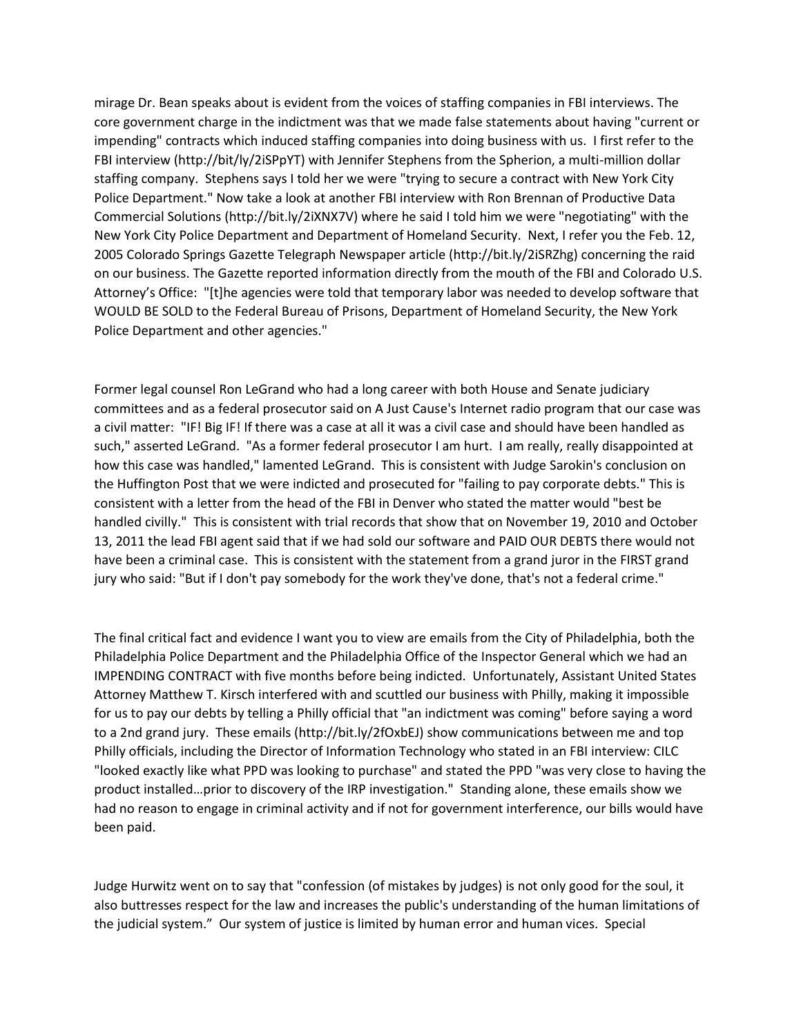mirage Dr. Bean speaks about is evident from the voices of staffing companies in FBI interviews. The core government charge in the indictment was that we made false statements about having "current or impending" contracts which induced staffing companies into doing business with us. I first refer to the FBI interview (http://bit/ly/2iSPpYT) with Jennifer Stephens from the Spherion, a multi-million dollar staffing company. Stephens says I told her we were "trying to secure a contract with New York City Police Department." Now take a look at another FBI interview with Ron Brennan of Productive Data Commercial Solutions (http://bit.ly/2iXNX7V) where he said I told him we were "negotiating" with the New York City Police Department and Department of Homeland Security. Next, I refer you the Feb. 12, 2005 Colorado Springs Gazette Telegraph Newspaper article (http://bit.ly/2iSRZhg) concerning the raid on our business. The Gazette reported information directly from the mouth of the FBI and Colorado U.S. Attorney's Office: "[t]he agencies were told that temporary labor was needed to develop software that WOULD BE SOLD to the Federal Bureau of Prisons, Department of Homeland Security, the New York Police Department and other agencies."

Former legal counsel Ron LeGrand who had a long career with both House and Senate judiciary committees and as a federal prosecutor said on A Just Cause's Internet radio program that our case was a civil matter: "IF! Big IF! If there was a case at all it was a civil case and should have been handled as such," asserted LeGrand. "As a former federal prosecutor I am hurt. I am really, really disappointed at how this case was handled," lamented LeGrand. This is consistent with Judge Sarokin's conclusion on the Huffington Post that we were indicted and prosecuted for "failing to pay corporate debts." This is consistent with a letter from the head of the FBI in Denver who stated the matter would "best be handled civilly." This is consistent with trial records that show that on November 19, 2010 and October 13, 2011 the lead FBI agent said that if we had sold our software and PAID OUR DEBTS there would not have been a criminal case. This is consistent with the statement from a grand juror in the FIRST grand jury who said: "But if I don't pay somebody for the work they've done, that's not a federal crime."

The final critical fact and evidence I want you to view are emails from the City of Philadelphia, both the Philadelphia Police Department and the Philadelphia Office of the Inspector General which we had an IMPENDING CONTRACT with five months before being indicted. Unfortunately, Assistant United States Attorney Matthew T. Kirsch interfered with and scuttled our business with Philly, making it impossible for us to pay our debts by telling a Philly official that "an indictment was coming" before saying a word to a 2nd grand jury. These emails (http://bit.ly/2fOxbEJ) show communications between me and top Philly officials, including the Director of Information Technology who stated in an FBI interview: CILC "looked exactly like what PPD was looking to purchase" and stated the PPD "was very close to having the product installed…prior to discovery of the IRP investigation." Standing alone, these emails show we had no reason to engage in criminal activity and if not for government interference, our bills would have been paid.

Judge Hurwitz went on to say that "confession (of mistakes by judges) is not only good for the soul, it also buttresses respect for the law and increases the public's understanding of the human limitations of the judicial system." Our system of justice is limited by human error and human vices. Special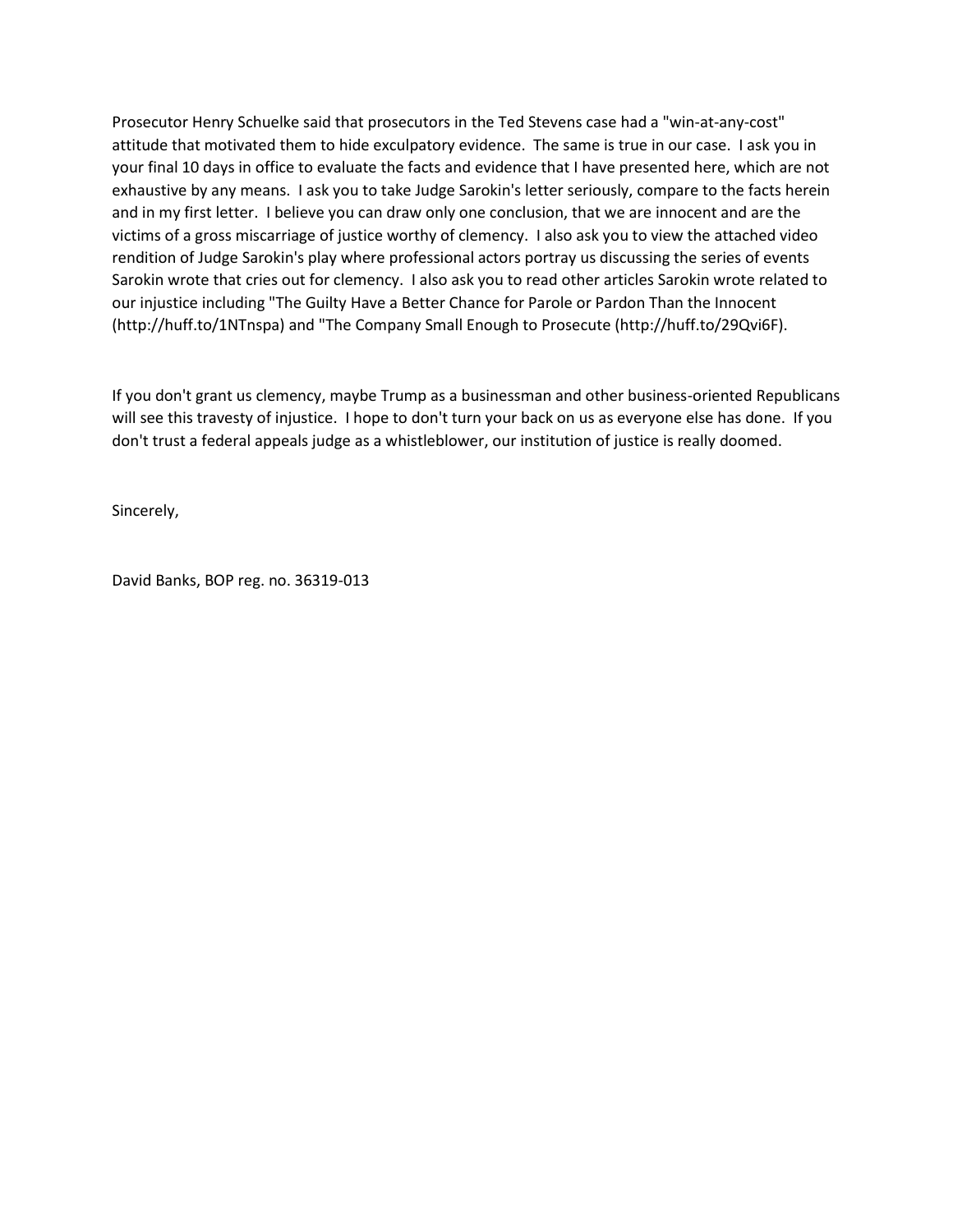Prosecutor Henry Schuelke said that prosecutors in the Ted Stevens case had a "win-at-any-cost" attitude that motivated them to hide exculpatory evidence. The same is true in our case. I ask you in your final 10 days in office to evaluate the facts and evidence that I have presented here, which are not exhaustive by any means. I ask you to take Judge Sarokin's letter seriously, compare to the facts herein and in my first letter. I believe you can draw only one conclusion, that we are innocent and are the victims of a gross miscarriage of justice worthy of clemency. I also ask you to view the attached video rendition of Judge Sarokin's play where professional actors portray us discussing the series of events Sarokin wrote that cries out for clemency. I also ask you to read other articles Sarokin wrote related to our injustice including "The Guilty Have a Better Chance for Parole or Pardon Than the Innocent (http://huff.to/1NTnspa) and "The Company Small Enough to Prosecute (http://huff.to/29Qvi6F).

If you don't grant us clemency, maybe Trump as a businessman and other business-oriented Republicans will see this travesty of injustice. I hope to don't turn your back on us as everyone else has done. If you don't trust a federal appeals judge as a whistleblower, our institution of justice is really doomed.

Sincerely,

David Banks, BOP reg. no. 36319-013